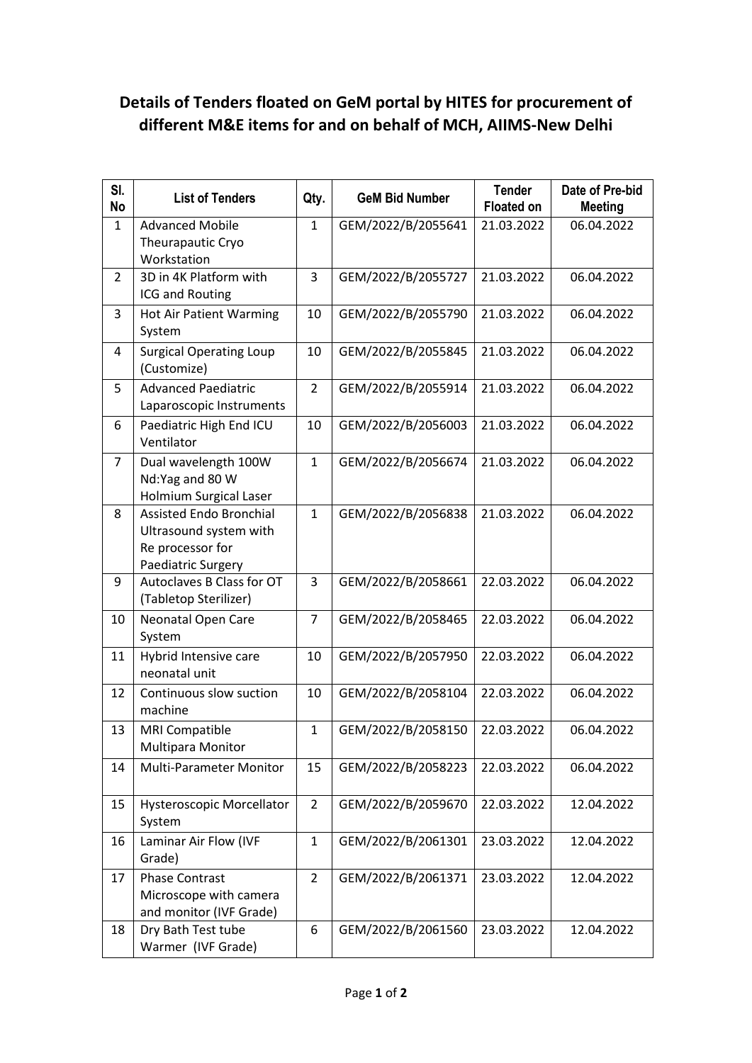# Details of Tenders floated on GeM portal by HITES for procurement of different M&E items for and on behalf of MCH, AIIMS-New Delhi

| Sl. No | List of Tenders | Qty. | GeM Bid Number | Tender Floated on | Date of Pre-bid Meeting |
|---|---|---|---|---|---|
| 1 | Advanced Mobile Theurapautic Cryo Workstation | 1 | GEM/2022/B/2055641 | 21.03.2022 | 06.04.2022 |
| 2 | 3D in 4K Platform with ICG and Routing | 3 | GEM/2022/B/2055727 | 21.03.2022 | 06.04.2022 |
| 3 | Hot Air Patient Warming System | 10 | GEM/2022/B/2055790 | 21.03.2022 | 06.04.2022 |
| 4 | Surgical Operating Loup (Customize) | 10 | GEM/2022/B/2055845 | 21.03.2022 | 06.04.2022 |
| 5 | Advanced Paediatric Laparoscopic Instruments | 2 | GEM/2022/B/2055914 | 21.03.2022 | 06.04.2022 |
| 6 | Paediatric High End ICU Ventilator | 10 | GEM/2022/B/2056003 | 21.03.2022 | 06.04.2022 |
| 7 | Dual wavelength 100W Nd:Yag and 80 W Holmium Surgical Laser | 1 | GEM/2022/B/2056674 | 21.03.2022 | 06.04.2022 |
| 8 | Assisted Endo Bronchial Ultrasound system with Re processor for Paediatric Surgery | 1 | GEM/2022/B/2056838 | 21.03.2022 | 06.04.2022 |
| 9 | Autoclaves B Class for OT (Tabletop Sterilizer) | 3 | GEM/2022/B/2058661 | 22.03.2022 | 06.04.2022 |
| 10 | Neonatal Open Care System | 7 | GEM/2022/B/2058465 | 22.03.2022 | 06.04.2022 |
| 11 | Hybrid Intensive care neonatal unit | 10 | GEM/2022/B/2057950 | 22.03.2022 | 06.04.2022 |
| 12 | Continuous slow suction machine | 10 | GEM/2022/B/2058104 | 22.03.2022 | 06.04.2022 |
| 13 | MRI Compatible Multipara Monitor | 1 | GEM/2022/B/2058150 | 22.03.2022 | 06.04.2022 |
| 14 | Multi-Parameter Monitor | 15 | GEM/2022/B/2058223 | 22.03.2022 | 06.04.2022 |
| 15 | Hysteroscopic Morcellator System | 2 | GEM/2022/B/2059670 | 22.03.2022 | 12.04.2022 |
| 16 | Laminar Air Flow (IVF Grade) | 1 | GEM/2022/B/2061301 | 23.03.2022 | 12.04.2022 |
| 17 | Phase Contrast Microscope with camera and monitor (IVF Grade) | 2 | GEM/2022/B/2061371 | 23.03.2022 | 12.04.2022 |
| 18 | Dry Bath Test tube Warmer (IVF Grade) | 6 | GEM/2022/B/2061560 | 23.03.2022 | 12.04.2022 |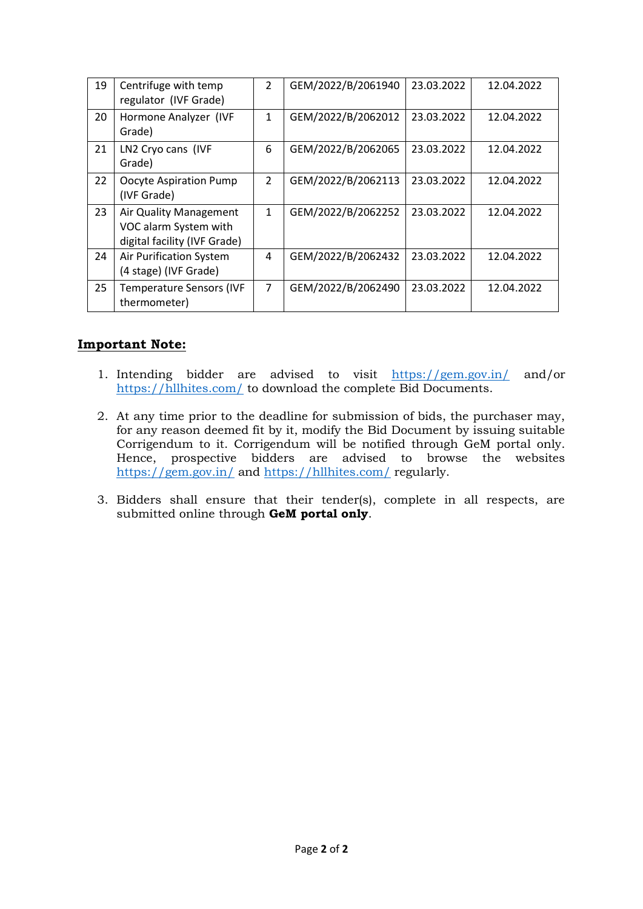| | | | | | |
|---|---|---|---|---|---|
| 19 | Centrifuge with temp regulator (IVF Grade) | 2 | GEM/2022/B/2061940 | 23.03.2022 | 12.04.2022 |
| 20 | Hormone Analyzer (IVF Grade) | 1 | GEM/2022/B/2062012 | 23.03.2022 | 12.04.2022 |
| 21 | LN2 Cryo cans (IVF Grade) | 6 | GEM/2022/B/2062065 | 23.03.2022 | 12.04.2022 |
| 22 | Oocyte Aspiration Pump (IVF Grade) | 2 | GEM/2022/B/2062113 | 23.03.2022 | 12.04.2022 |
| 23 | Air Quality Management VOC alarm System with digital facility (IVF Grade) | 1 | GEM/2022/B/2062252 | 23.03.2022 | 12.04.2022 |
| 24 | Air Purification System (4 stage) (IVF Grade) | 4 | GEM/2022/B/2062432 | 23.03.2022 | 12.04.2022 |
| 25 | Temperature Sensors (IVF thermometer) | 7 | GEM/2022/B/2062490 | 23.03.2022 | 12.04.2022 |

## **Important Note:**

1. Intending bidder are advised to visit https://gem.gov.in/ and/or https://hllhites.com/ to download the complete Bid Documents.

2. At any time prior to the deadline for submission of bids, the purchaser may, for any reason deemed fit by it, modify the Bid Document by issuing suitable Corrigendum to it. Corrigendum will be notified through GeM portal only. Hence, prospective bidders are advised to browse the websites https://gem.gov.in/ and https://hllhites.com/ regularly.

3. Bidders shall ensure that their tender(s), complete in all respects, are submitted online through **GeM portal only**.